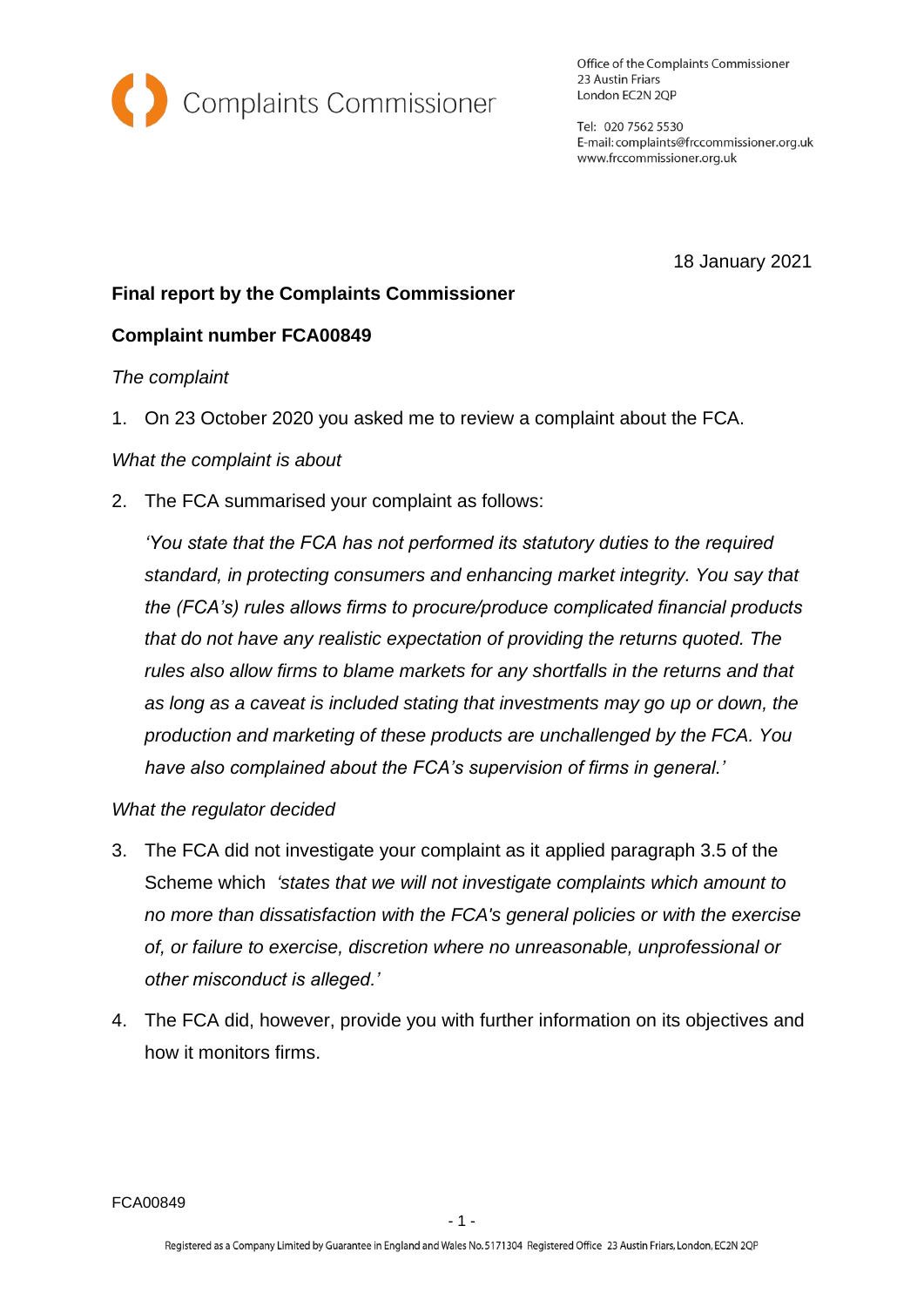Complaints Commissioner

Office of the Complaints Commissioner
23 Austin Friars
London EC2N 2QP

Tel: 020 7562 5530
E-mail: complaints@frccommissioner.org.uk
www.frccommissioner.org.uk

18 January 2021

**Final report by the Complaints Commissioner**

**Complaint number FCA00849**

*The complaint*

1. On 23 October 2020 you asked me to review a complaint about the FCA.

*What the complaint is about*

2. The FCA summarised your complaint as follows:

   *'You state that the FCA has not performed its statutory duties to the required standard, in protecting consumers and enhancing market integrity. You say that the (FCA's) rules allows firms to procure/produce complicated financial products that do not have any realistic expectation of providing the returns quoted. The rules also allow firms to blame markets for any shortfalls in the returns and that as long as a caveat is included stating that investments may go up or down, the production and marketing of these products are unchallenged by the FCA. You have also complained about the FCA's supervision of firms in general.'*

*What the regulator decided*

3. The FCA did not investigate your complaint as it applied paragraph 3.5 of the Scheme which *'states that we will not investigate complaints which amount to no more than dissatisfaction with the FCA's general policies or with the exercise of, or failure to exercise, discretion where no unreasonable, unprofessional or other misconduct is alleged.'*

4. The FCA did, however, provide you with further information on its objectives and how it monitors firms.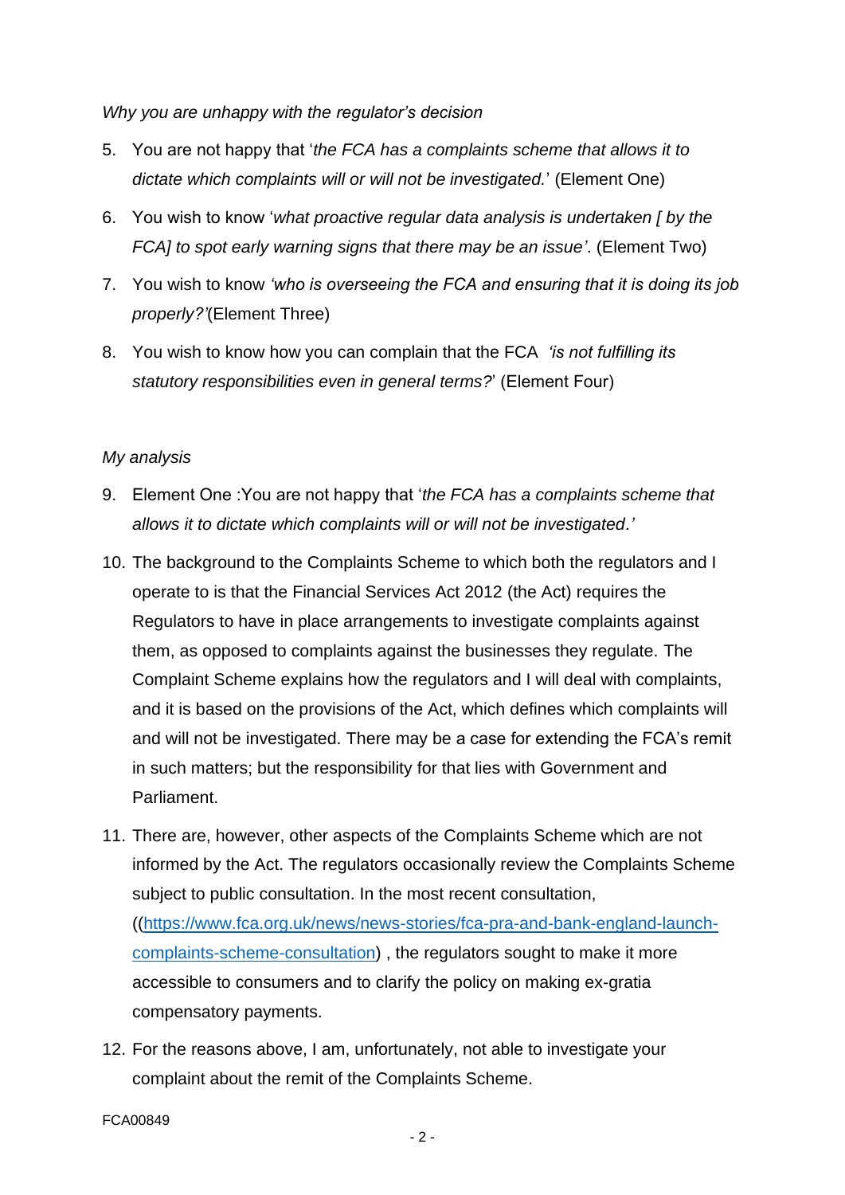*Why you are unhappy with the regulator's decision*

5. You are not happy that '*the FCA has a complaints scheme that allows it to dictate which complaints will or will not be investigated.*' (Element One)
6. You wish to know '*what proactive regular data analysis is undertaken [ by the FCA] to spot early warning signs that there may be an issue'*. (Element Two)
7. You wish to know *'who is overseeing the FCA and ensuring that it is doing its job properly?'*(Element Three)
8. You wish to know how you can complain that the FCA *'is not fulfilling its statutory responsibilities even in general terms?*' (Element Four)

*My analysis*

9. Element One :You are not happy that '*the FCA has a complaints scheme that allows it to dictate which complaints will or will not be investigated.'*
10. The background to the Complaints Scheme to which both the regulators and I operate to is that the Financial Services Act 2012 (the Act) requires the Regulators to have in place arrangements to investigate complaints against them, as opposed to complaints against the businesses they regulate. The Complaint Scheme explains how the regulators and I will deal with complaints, and it is based on the provisions of the Act, which defines which complaints will and will not be investigated. There may be a case for extending the FCA's remit in such matters; but the responsibility for that lies with Government and Parliament.
11. There are, however, other aspects of the Complaints Scheme which are not informed by the Act. The regulators occasionally review the Complaints Scheme subject to public consultation. In the most recent consultation, ((https://www.fca.org.uk/news/news-stories/fca-pra-and-bank-england-launch-complaints-scheme-consultation) , the regulators sought to make it more accessible to consumers and to clarify the policy on making ex-gratia compensatory payments.
12. For the reasons above, I am, unfortunately, not able to investigate your complaint about the remit of the Complaints Scheme.

FCA00849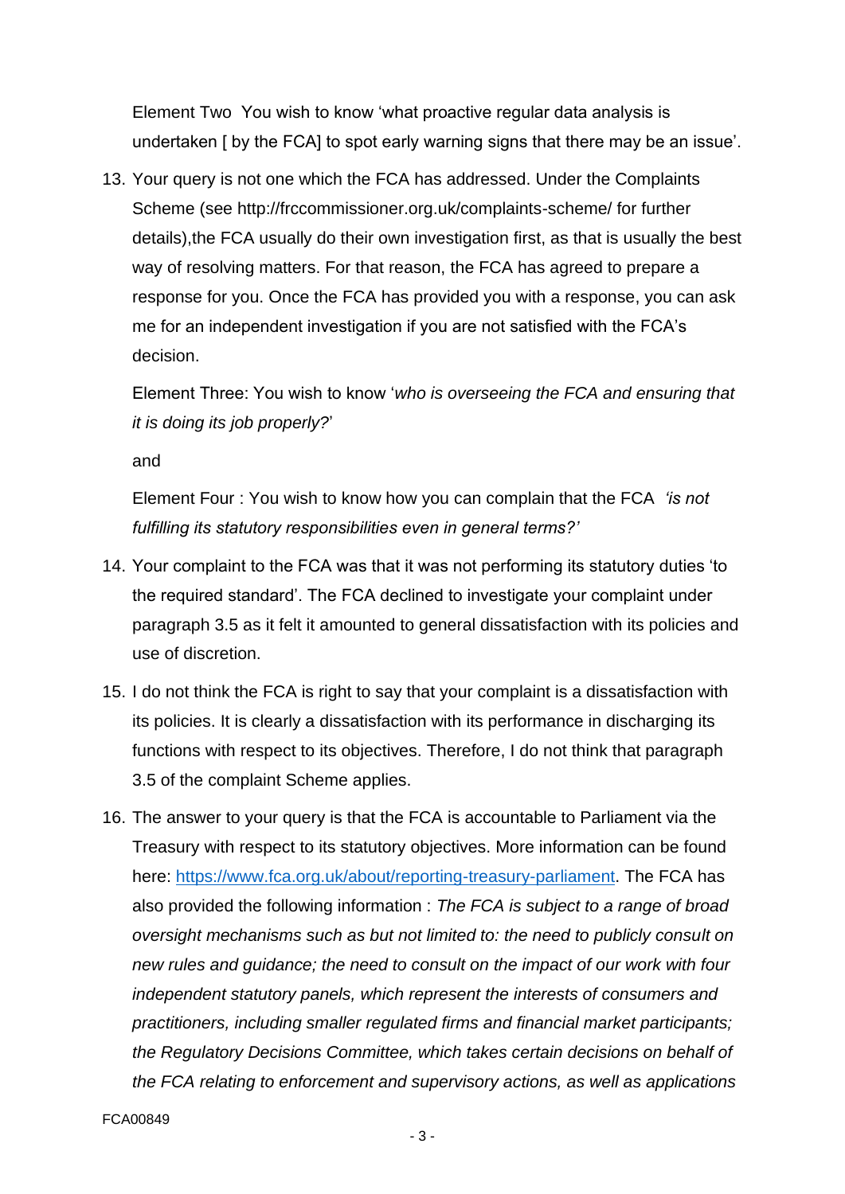Element Two You wish to know 'what proactive regular data analysis is undertaken [ by the FCA] to spot early warning signs that there may be an issue'.

13. Your query is not one which the FCA has addressed. Under the Complaints Scheme (see http://frccommissioner.org.uk/complaints-scheme/ for further details),the FCA usually do their own investigation first, as that is usually the best way of resolving matters. For that reason, the FCA has agreed to prepare a response for you. Once the FCA has provided you with a response, you can ask me for an independent investigation if you are not satisfied with the FCA's decision.

Element Three: You wish to know '*who is overseeing the FCA and ensuring that it is doing its job properly?*'

and

Element Four : You wish to know how you can complain that the FCA *'is not fulfilling its statutory responsibilities even in general terms?'*

14. Your complaint to the FCA was that it was not performing its statutory duties 'to the required standard'. The FCA declined to investigate your complaint under paragraph 3.5 as it felt it amounted to general dissatisfaction with its policies and use of discretion.

15. I do not think the FCA is right to say that your complaint is a dissatisfaction with its policies. It is clearly a dissatisfaction with its performance in discharging its functions with respect to its objectives. Therefore, I do not think that paragraph 3.5 of the complaint Scheme applies.

16. The answer to your query is that the FCA is accountable to Parliament via the Treasury with respect to its statutory objectives. More information can be found here: [https://www.fca.org.uk/about/reporting-treasury-parliament](https://www.fca.org.uk/about/reporting-treasury-parliament). The FCA has also provided the following information : *The FCA is subject to a range of broad oversight mechanisms such as but not limited to: the need to publicly consult on new rules and guidance; the need to consult on the impact of our work with four independent statutory panels, which represent the interests of consumers and practitioners, including smaller regulated firms and financial market participants; the Regulatory Decisions Committee, which takes certain decisions on behalf of the FCA relating to enforcement and supervisory actions, as well as applications*

FCA00849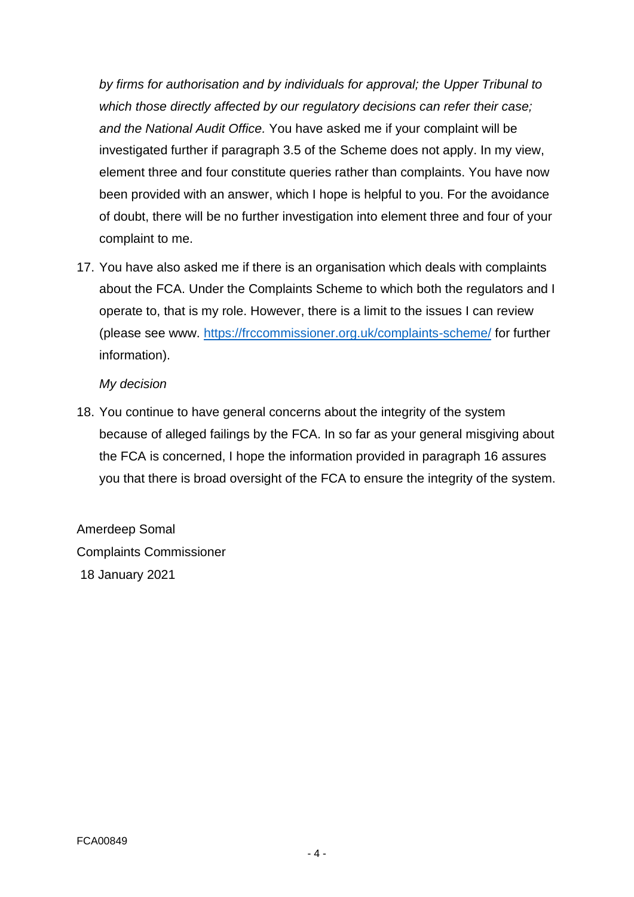*by firms for authorisation and by individuals for approval; the Upper Tribunal to which those directly affected by our regulatory decisions can refer their case; and the National Audit Office.* You have asked me if your complaint will be investigated further if paragraph 3.5 of the Scheme does not apply. In my view, element three and four constitute queries rather than complaints. You have now been provided with an answer, which I hope is helpful to you. For the avoidance of doubt, there will be no further investigation into element three and four of your complaint to me.

17. You have also asked me if there is an organisation which deals with complaints about the FCA. Under the Complaints Scheme to which both the regulators and I operate to, that is my role. However, there is a limit to the issues I can review (please see www. [https://frccommissioner.org.uk/complaints-scheme/](https://frccommissioner.org.uk/complaints-scheme/) for further information).

*My decision*

18. You continue to have general concerns about the integrity of the system because of alleged failings by the FCA. In so far as your general misgiving about the FCA is concerned, I hope the information provided in paragraph 16 assures you that there is broad oversight of the FCA to ensure the integrity of the system.

Amerdeep Somal
Complaints Commissioner
18 January 2021

FCA00849